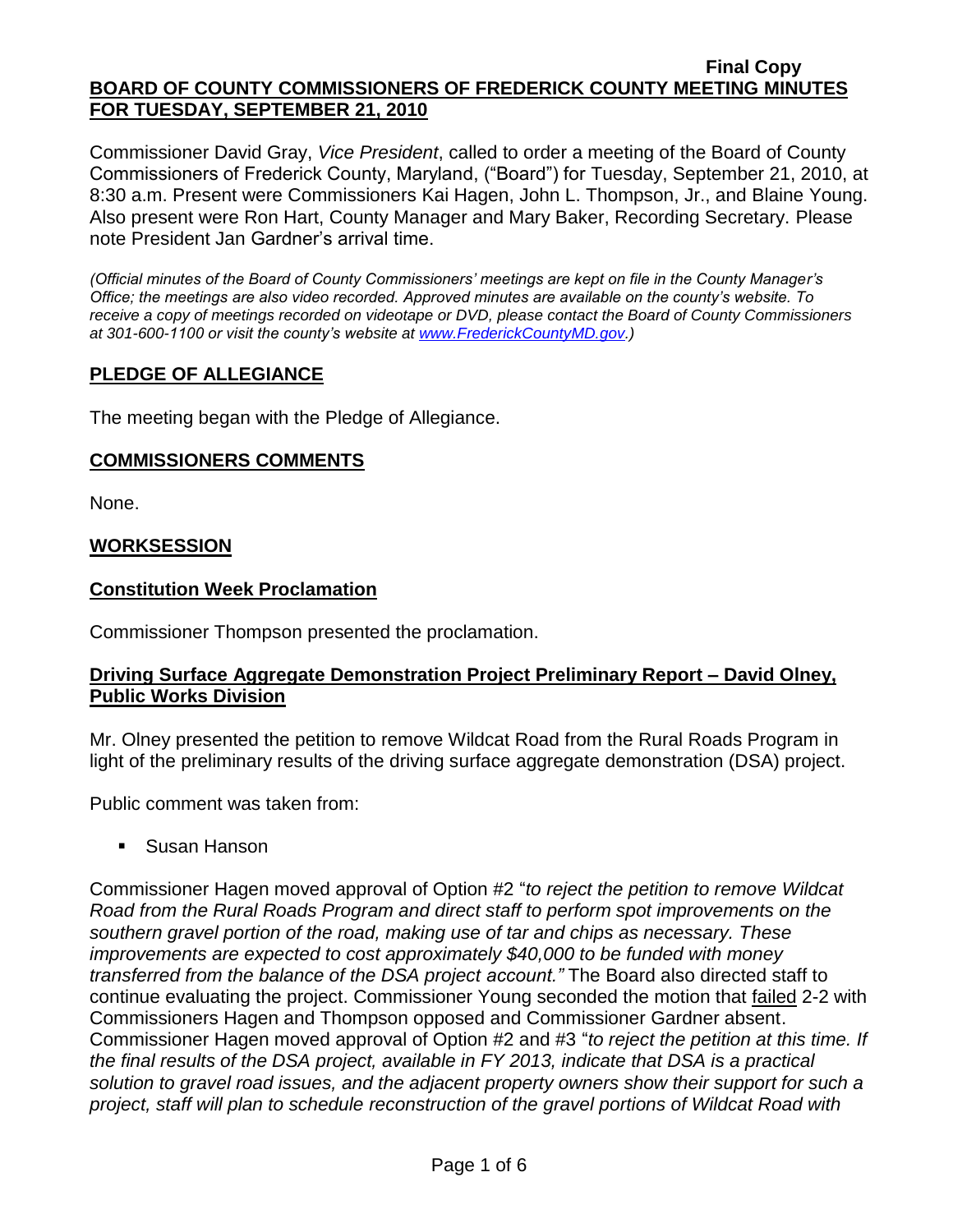**Final Copy**

**BOARD OF COUNTY COMMISSIONERS OF FREDERICK COUNTY MEETING MINUTES FOR TUESDAY, SEPTEMBER 21, 2010**

Commissioner David Gray, *Vice President*, called to order a meeting of the Board of County Commissioners of Frederick County, Maryland, ("Board") for Tuesday, September 21, 2010, at 8:30 a.m. Present were Commissioners Kai Hagen, John L. Thompson, Jr., and Blaine Young. Also present were Ron Hart, County Manager and Mary Baker, Recording Secretary. Please note President Jan Gardner's arrival time.

*(Official minutes of the Board of County Commissioners' meetings are kept on file in the County Manager's Office; the meetings are also video recorded. Approved minutes are available on the county's website. To receive a copy of meetings recorded on videotape or DVD, please contact the Board of County Commissioners at 301-600-1100 or visit the county's website at www.FrederickCountyMD.gov.)*

## PLEDGE OF ALLEGIANCE

The meeting began with the Pledge of Allegiance.

## COMMISSIONERS COMMENTS

None.

## WORKSESSION

### Constitution Week Proclamation

Commissioner Thompson presented the proclamation.

### Driving Surface Aggregate Demonstration Project Preliminary Report – David Olney, Public Works Division

Mr. Olney presented the petition to remove Wildcat Road from the Rural Roads Program in light of the preliminary results of the driving surface aggregate demonstration (DSA) project.

Public comment was taken from:

- Susan Hanson

Commissioner Hagen moved approval of Option #2 "*to reject the petition to remove Wildcat Road from the Rural Roads Program and direct staff to perform spot improvements on the southern gravel portion of the road, making use of tar and chips as necessary. These improvements are expected to cost approximately $40,000 to be funded with money transferred from the balance of the DSA project account."* The Board also directed staff to continue evaluating the project. Commissioner Young seconded the motion that failed 2-2 with Commissioners Hagen and Thompson opposed and Commissioner Gardner absent. Commissioner Hagen moved approval of Option #2 and #3 "*to reject the petition at this time. If the final results of the DSA project, available in FY 2013, indicate that DSA is a practical solution to gravel road issues, and the adjacent property owners show their support for such a project, staff will plan to schedule reconstruction of the gravel portions of Wildcat Road with*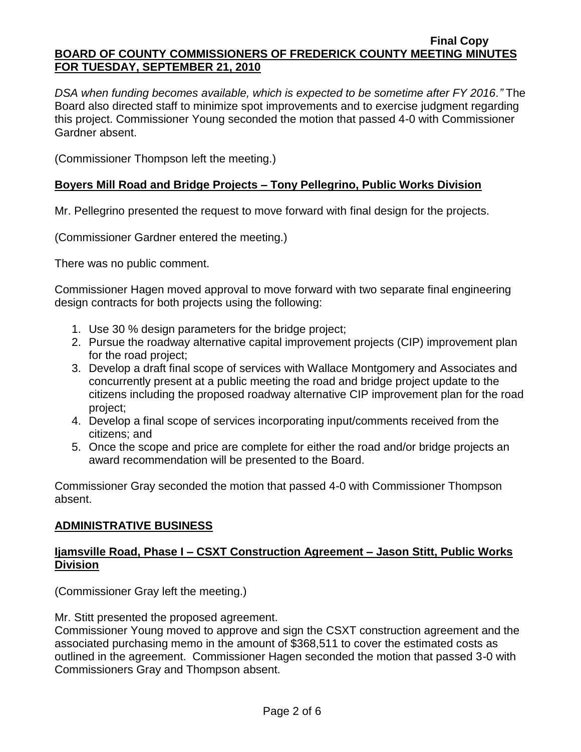*DSA when funding becomes available, which is expected to be sometime after FY 2016."* The Board also directed staff to minimize spot improvements and to exercise judgment regarding this project. Commissioner Young seconded the motion that passed 4-0 with Commissioner Gardner absent.

(Commissioner Thompson left the meeting.)

**Boyers Mill Road and Bridge Projects – Tony Pellegrino, Public Works Division**

Mr. Pellegrino presented the request to move forward with final design for the projects.

(Commissioner Gardner entered the meeting.)

There was no public comment.

Commissioner Hagen moved approval to move forward with two separate final engineering design contracts for both projects using the following:

1. Use 30 % design parameters for the bridge project;
2. Pursue the roadway alternative capital improvement projects (CIP) improvement plan for the road project;
3. Develop a draft final scope of services with Wallace Montgomery and Associates and concurrently present at a public meeting the road and bridge project update to the citizens including the proposed roadway alternative CIP improvement plan for the road project;
4. Develop a final scope of services incorporating input/comments received from the citizens; and
5. Once the scope and price are complete for either the road and/or bridge projects an award recommendation will be presented to the Board.

Commissioner Gray seconded the motion that passed 4-0 with Commissioner Thompson absent.

## ADMINISTRATIVE BUSINESS

**Ijamsville Road, Phase I – CSXT Construction Agreement – Jason Stitt, Public Works Division**

(Commissioner Gray left the meeting.)

Mr. Stitt presented the proposed agreement.
Commissioner Young moved to approve and sign the CSXT construction agreement and the associated purchasing memo in the amount of $368,511 to cover the estimated costs as outlined in the agreement. Commissioner Hagen seconded the motion that passed 3-0 with Commissioners Gray and Thompson absent.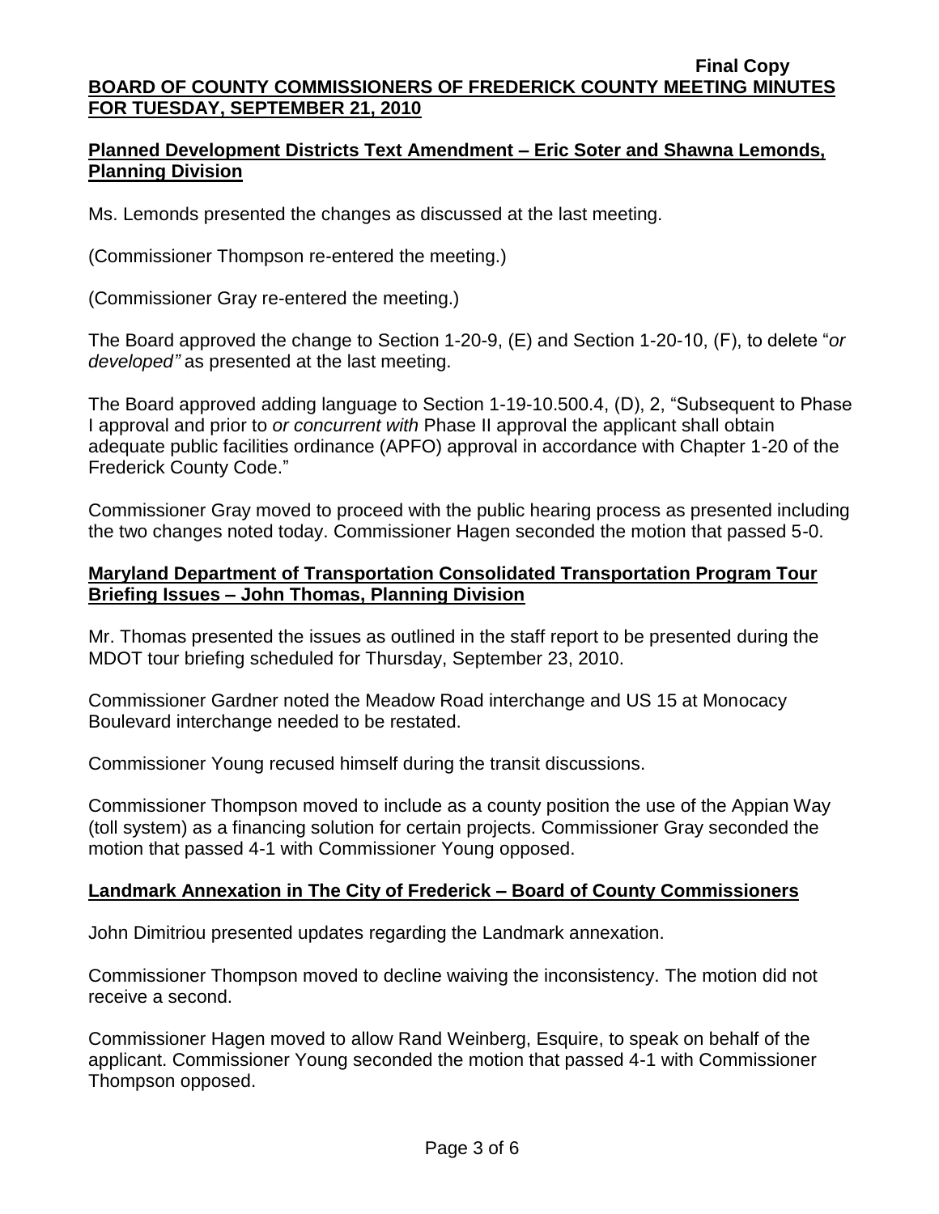## Planned Development Districts Text Amendment – Eric Soter and Shawna Lemonds, Planning Division

Ms. Lemonds presented the changes as discussed at the last meeting.

(Commissioner Thompson re-entered the meeting.)

(Commissioner Gray re-entered the meeting.)

The Board approved the change to Section 1-20-9, (E) and Section 1-20-10, (F), to delete "*or developed"* as presented at the last meeting.

The Board approved adding language to Section 1-19-10.500.4, (D), 2, "Subsequent to Phase I approval and prior to *or concurrent with* Phase II approval the applicant shall obtain adequate public facilities ordinance (APFO) approval in accordance with Chapter 1-20 of the Frederick County Code."

Commissioner Gray moved to proceed with the public hearing process as presented including the two changes noted today. Commissioner Hagen seconded the motion that passed 5-0.

## Maryland Department of Transportation Consolidated Transportation Program Tour Briefing Issues – John Thomas, Planning Division

Mr. Thomas presented the issues as outlined in the staff report to be presented during the MDOT tour briefing scheduled for Thursday, September 23, 2010.

Commissioner Gardner noted the Meadow Road interchange and US 15 at Monocacy Boulevard interchange needed to be restated.

Commissioner Young recused himself during the transit discussions.

Commissioner Thompson moved to include as a county position the use of the Appian Way (toll system) as a financing solution for certain projects. Commissioner Gray seconded the motion that passed 4-1 with Commissioner Young opposed.

## Landmark Annexation in The City of Frederick – Board of County Commissioners

John Dimitriou presented updates regarding the Landmark annexation.

Commissioner Thompson moved to decline waiving the inconsistency. The motion did not receive a second.

Commissioner Hagen moved to allow Rand Weinberg, Esquire, to speak on behalf of the applicant. Commissioner Young seconded the motion that passed 4-1 with Commissioner Thompson opposed.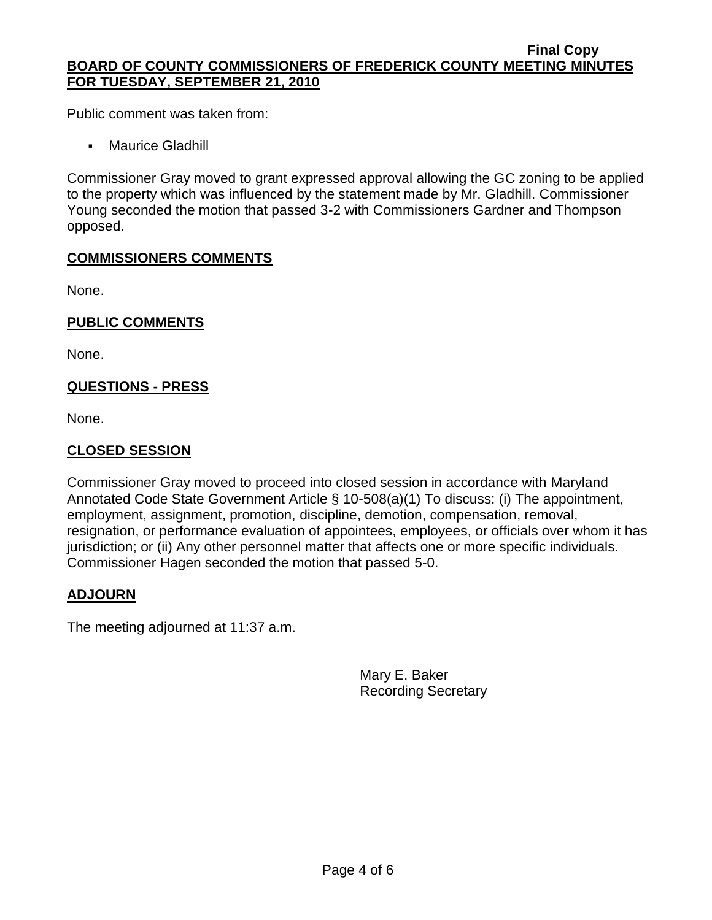Public comment was taken from:

- Maurice Gladhill

Commissioner Gray moved to grant expressed approval allowing the GC zoning to be applied to the property which was influenced by the statement made by Mr. Gladhill. Commissioner Young seconded the motion that passed 3-2 with Commissioners Gardner and Thompson opposed.

## COMMISSIONERS COMMENTS

None.

## PUBLIC COMMENTS

None.

## QUESTIONS - PRESS

None.

## CLOSED SESSION

Commissioner Gray moved to proceed into closed session in accordance with Maryland Annotated Code State Government Article § 10-508(a)(1) To discuss: (i) The appointment, employment, assignment, promotion, discipline, demotion, compensation, removal, resignation, or performance evaluation of appointees, employees, or officials over whom it has jurisdiction; or (ii) Any other personnel matter that affects one or more specific individuals. Commissioner Hagen seconded the motion that passed 5-0.

## ADJOURN

The meeting adjourned at 11:37 a.m.

Mary E. Baker
Recording Secretary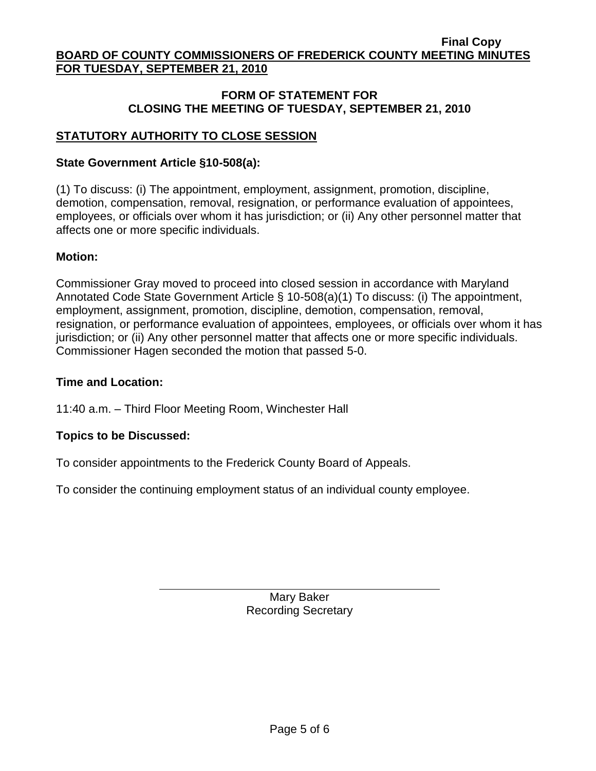**Final Copy**

**BOARD OF COUNTY COMMISSIONERS OF FREDERICK COUNTY MEETING MINUTES FOR TUESDAY, SEPTEMBER 21, 2010**

## FORM OF STATEMENT FOR CLOSING THE MEETING OF TUESDAY, SEPTEMBER 21, 2010

### STATUTORY AUTHORITY TO CLOSE SESSION

**State Government Article §10-508(a):**

(1) To discuss: (i) The appointment, employment, assignment, promotion, discipline, demotion, compensation, removal, resignation, or performance evaluation of appointees, employees, or officials over whom it has jurisdiction; or (ii) Any other personnel matter that affects one or more specific individuals.

**Motion:**

Commissioner Gray moved to proceed into closed session in accordance with Maryland Annotated Code State Government Article § 10-508(a)(1) To discuss: (i) The appointment, employment, assignment, promotion, discipline, demotion, compensation, removal, resignation, or performance evaluation of appointees, employees, or officials over whom it has jurisdiction; or (ii) Any other personnel matter that affects one or more specific individuals. Commissioner Hagen seconded the motion that passed 5-0.

**Time and Location:**

11:40 a.m. – Third Floor Meeting Room, Winchester Hall

**Topics to be Discussed:**

To consider appointments to the Frederick County Board of Appeals.

To consider the continuing employment status of an individual county employee.

Mary Baker
Recording Secretary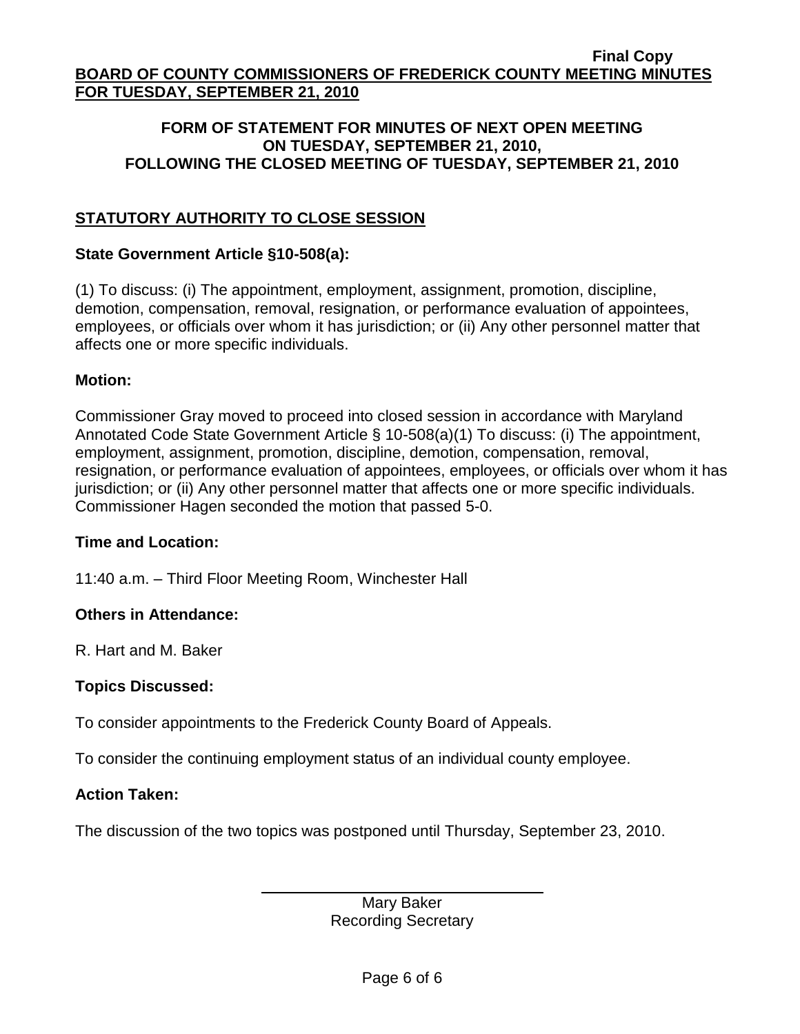**Final Copy**

**BOARD OF COUNTY COMMISSIONERS OF FREDERICK COUNTY MEETING MINUTES FOR TUESDAY, SEPTEMBER 21, 2010**

**FORM OF STATEMENT FOR MINUTES OF NEXT OPEN MEETING ON TUESDAY, SEPTEMBER 21, 2010, FOLLOWING THE CLOSED MEETING OF TUESDAY, SEPTEMBER 21, 2010**

## STATUTORY AUTHORITY TO CLOSE SESSION

### State Government Article §10-508(a):

(1) To discuss: (i) The appointment, employment, assignment, promotion, discipline, demotion, compensation, removal, resignation, or performance evaluation of appointees, employees, or officials over whom it has jurisdiction; or (ii) Any other personnel matter that affects one or more specific individuals.

### Motion:

Commissioner Gray moved to proceed into closed session in accordance with Maryland Annotated Code State Government Article § 10-508(a)(1) To discuss: (i) The appointment, employment, assignment, promotion, discipline, demotion, compensation, removal, resignation, or performance evaluation of appointees, employees, or officials over whom it has jurisdiction; or (ii) Any other personnel matter that affects one or more specific individuals. Commissioner Hagen seconded the motion that passed 5-0.

### Time and Location:

11:40 a.m. – Third Floor Meeting Room, Winchester Hall

### Others in Attendance:

R. Hart and M. Baker

### Topics Discussed:

To consider appointments to the Frederick County Board of Appeals.

To consider the continuing employment status of an individual county employee.

### Action Taken:

The discussion of the two topics was postponed until Thursday, September 23, 2010.

Mary Baker
Recording Secretary